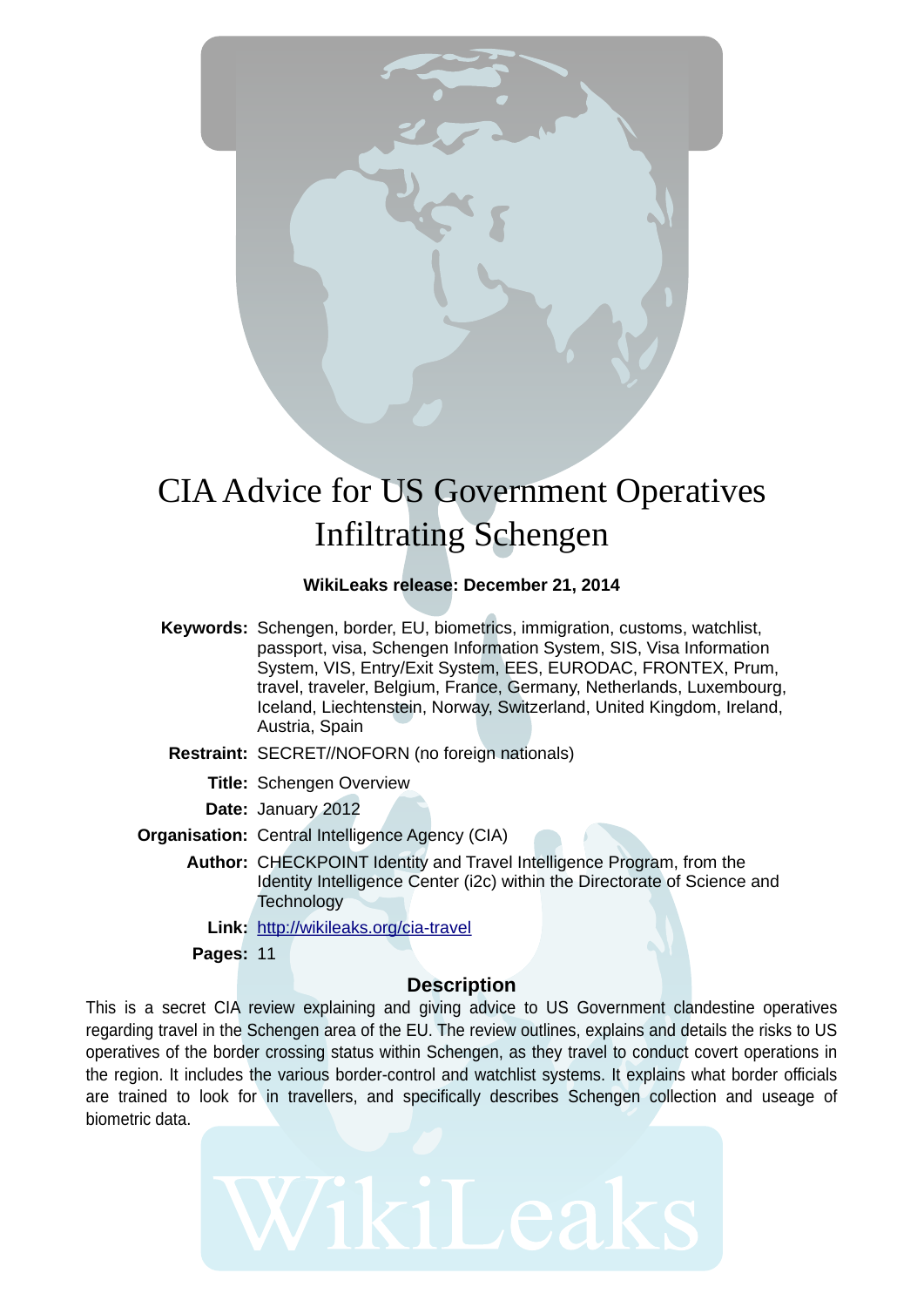# CIA Advice for US Government Operatives Infiltrating Schengen

**WikiLeaks release: December 21, 2014**

**Keywords:** Schengen, border, EU, biometrics, immigration, customs, watchlist, passport, visa, Schengen Information System, SIS, Visa Information System, VIS, Entry/Exit System, EES, EURODAC, FRONTEX, Prum, travel, traveler, Belgium, France, Germany, Netherlands, Luxembourg, Iceland, Liechtenstein, Norway, Switzerland, United Kingdom, Ireland, Austria, Spain

**Restraint:** SECRET//NOFORN (no foreign nationals)

**Title:** Schengen Overview

**Date:** January 2012

**Organisation:** Central Intelligence Agency (CIA)

**Author:** CHECKPOINT Identity and Travel Intelligence Program, from the Identity Intelligence Center (i2c) within the Directorate of Science and Technology

**Link:** [http://wikileaks.org/cia-travel](http://wikileaks.org/cia-travel)

**Pages:** 11

## Description

This is a secret CIA review explaining and giving advice to US Government clandestine operatives regarding travel in the Schengen area of the EU. The review outlines, explains and details the risks to US operatives of the border crossing status within Schengen, as they travel to conduct covert operations in the region. It includes the various border-control and watchlist systems. It explains what border officials are trained to look for in travellers, and specifically describes Schengen collection and useage of biometric data.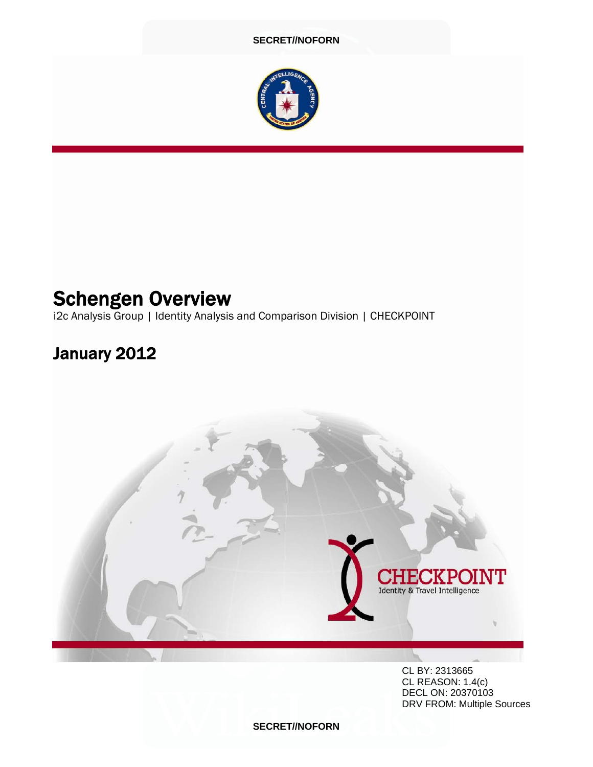SECRET//NOFORN

# Schengen Overview

i2c Analysis Group | Identity Analysis and Comparison Division | CHECKPOINT

## January 2012

CHECKPOINT
Identity & Travel Intelligence

CL BY: 2313665
CL REASON: 1.4(c)
DECL ON: 20370103
DRV FROM: Multiple Sources

SECRET//NOFORN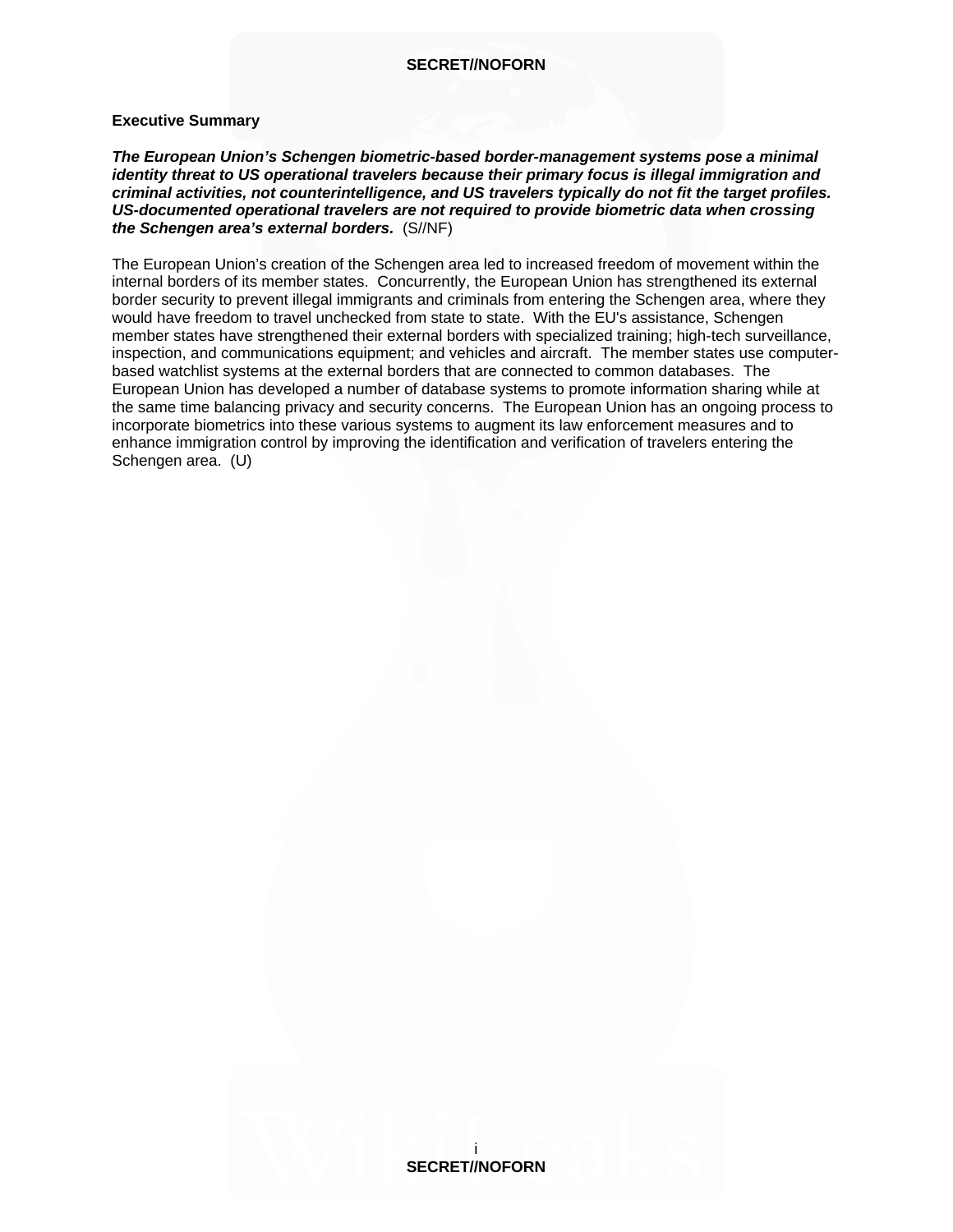**SECRET//NOFORN**

## Executive Summary

***The European Union's Schengen biometric-based border-management systems pose a minimal identity threat to US operational travelers because their primary focus is illegal immigration and criminal activities, not counterintelligence, and US travelers typically do not fit the target profiles. US-documented operational travelers are not required to provide biometric data when crossing the Schengen area's external borders.*** (S//NF)

The European Union's creation of the Schengen area led to increased freedom of movement within the internal borders of its member states. Concurrently, the European Union has strengthened its external border security to prevent illegal immigrants and criminals from entering the Schengen area, where they would have freedom to travel unchecked from state to state. With the EU's assistance, Schengen member states have strengthened their external borders with specialized training; high-tech surveillance, inspection, and communications equipment; and vehicles and aircraft. The member states use computer-based watchlist systems at the external borders that are connected to common databases. The European Union has developed a number of database systems to promote information sharing while at the same time balancing privacy and security concerns. The European Union has an ongoing process to incorporate biometrics into these various systems to augment its law enforcement measures and to enhance immigration control by improving the identification and verification of travelers entering the Schengen area. (U)

**SECRET//NOFORN**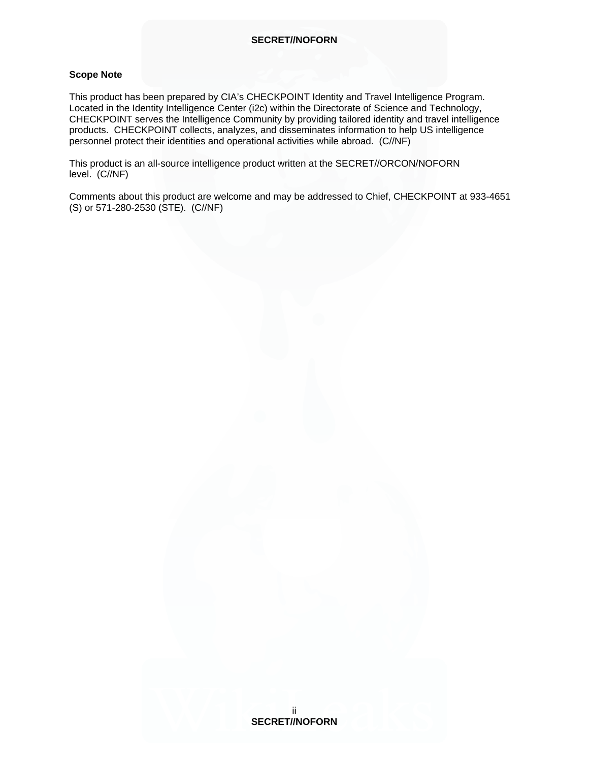**Scope Note**

This product has been prepared by CIA's CHECKPOINT Identity and Travel Intelligence Program. Located in the Identity Intelligence Center (i2c) within the Directorate of Science and Technology, CHECKPOINT serves the Intelligence Community by providing tailored identity and travel intelligence products. CHECKPOINT collects, analyzes, and disseminates information to help US intelligence personnel protect their identities and operational activities while abroad. (C//NF)

This product is an all-source intelligence product written at the SECRET//ORCON/NOFORN level. (C//NF)

Comments about this product are welcome and may be addressed to Chief, CHECKPOINT at 933-4651 (S) or 571-280-2530 (STE). (C//NF)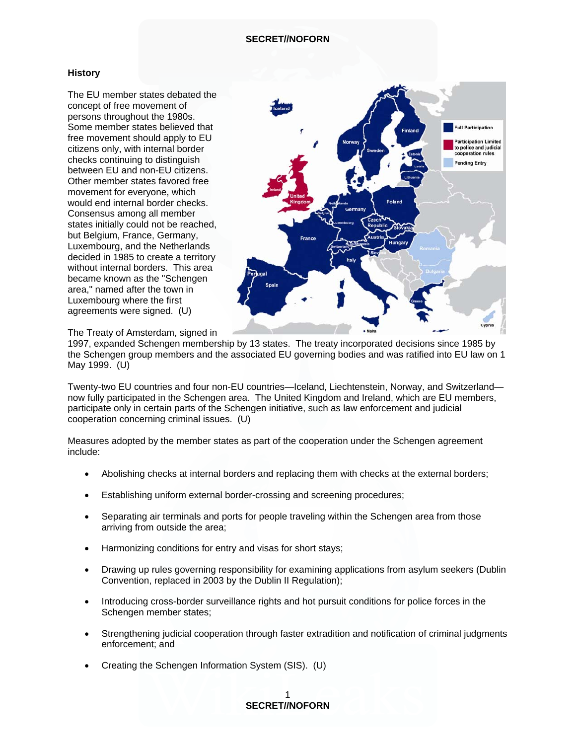SECRET//NOFORN

## History

The EU member states debated the concept of free movement of persons throughout the 1980s. Some member states believed that free movement should apply to EU citizens only, with internal border checks continuing to distinguish between EU and non-EU citizens. Other member states favored free movement for everyone, which would end internal border checks. Consensus among all member states initially could not be reached, but Belgium, France, Germany, Luxembourg, and the Netherlands decided in 1985 to create a territory without internal borders. This area became known as the "Schengen area," named after the town in Luxembourg where the first agreements were signed. (U)

The Treaty of Amsterdam, signed in 1997, expanded Schengen membership by 13 states. The treaty incorporated decisions since 1985 by the Schengen group members and the associated EU governing bodies and was ratified into EU law on 1 May 1999. (U)

Twenty-two EU countries and four non-EU countries—Iceland, Liechtenstein, Norway, and Switzerland—now fully participated in the Schengen area. The United Kingdom and Ireland, which are EU members, participate only in certain parts of the Schengen initiative, such as law enforcement and judicial cooperation concerning criminal issues. (U)

Measures adopted by the member states as part of the cooperation under the Schengen agreement include:

- Abolishing checks at internal borders and replacing them with checks at the external borders;
- Establishing uniform external border-crossing and screening procedures;
- Separating air terminals and ports for people traveling within the Schengen area from those arriving from outside the area;
- Harmonizing conditions for entry and visas for short stays;
- Drawing up rules governing responsibility for examining applications from asylum seekers (Dublin Convention, replaced in 2003 by the Dublin II Regulation);
- Introducing cross-border surveillance rights and hot pursuit conditions for police forces in the Schengen member states;
- Strengthening judicial cooperation through faster extradition and notification of criminal judgments enforcement; and
- Creating the Schengen Information System (SIS). (U)

SECRET//NOFORN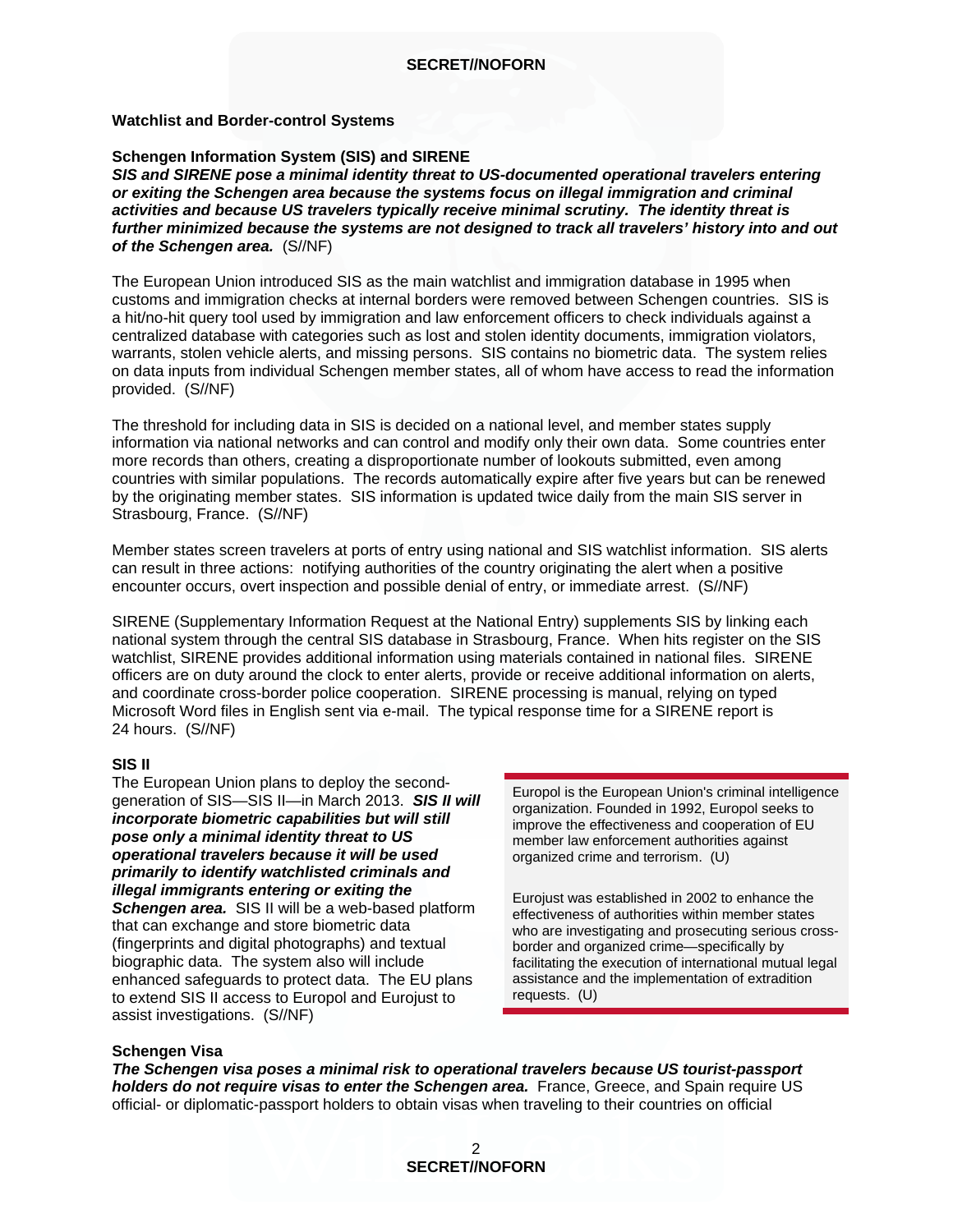## Watchlist and Border-control Systems

### Schengen Information System (SIS) and SIRENE

***SIS and SIRENE pose a minimal identity threat to US-documented operational travelers entering or exiting the Schengen area because the systems focus on illegal immigration and criminal activities and because US travelers typically receive minimal scrutiny. The identity threat is further minimized because the systems are not designed to track all travelers' history into and out of the Schengen area.*** (S//NF)

The European Union introduced SIS as the main watchlist and immigration database in 1995 when customs and immigration checks at internal borders were removed between Schengen countries. SIS is a hit/no-hit query tool used by immigration and law enforcement officers to check individuals against a centralized database with categories such as lost and stolen identity documents, immigration violators, warrants, stolen vehicle alerts, and missing persons. SIS contains no biometric data. The system relies on data inputs from individual Schengen member states, all of whom have access to read the information provided. (S//NF)

The threshold for including data in SIS is decided on a national level, and member states supply information via national networks and can control and modify only their own data. Some countries enter more records than others, creating a disproportionate number of lookouts submitted, even among countries with similar populations. The records automatically expire after five years but can be renewed by the originating member states. SIS information is updated twice daily from the main SIS server in Strasbourg, France. (S//NF)

Member states screen travelers at ports of entry using national and SIS watchlist information. SIS alerts can result in three actions: notifying authorities of the country originating the alert when a positive encounter occurs, overt inspection and possible denial of entry, or immediate arrest. (S//NF)

SIRENE (Supplementary Information Request at the National Entry) supplements SIS by linking each national system through the central SIS database in Strasbourg, France. When hits register on the SIS watchlist, SIRENE provides additional information using materials contained in national files. SIRENE officers are on duty around the clock to enter alerts, provide or receive additional information on alerts, and coordinate cross-border police cooperation. SIRENE processing is manual, relying on typed Microsoft Word files in English sent via e-mail. The typical response time for a SIRENE report is 24 hours. (S//NF)

### SIS II

The European Union plans to deploy the second-generation of SIS—SIS II—in March 2013. ***SIS II will incorporate biometric capabilities but will still pose only a minimal identity threat to US operational travelers because it will be used primarily to identify watchlisted criminals and illegal immigrants entering or exiting the Schengen area.*** SIS II will be a web-based platform that can exchange and store biometric data (fingerprints and digital photographs) and textual biographic data. The system also will include enhanced safeguards to protect data. The EU plans to extend SIS II access to Europol and Eurojust to assist investigations. (S//NF)

> Europol is the European Union's criminal intelligence organization. Founded in 1992, Europol seeks to improve the effectiveness and cooperation of EU member law enforcement authorities against organized crime and terrorism. (U)
>
> Eurojust was established in 2002 to enhance the effectiveness of authorities within member states who are investigating and prosecuting serious cross-border and organized crime—specifically by facilitating the execution of international mutual legal assistance and the implementation of extradition requests. (U)

### Schengen Visa

***The Schengen visa poses a minimal risk to operational travelers because US tourist-passport holders do not require visas to enter the Schengen area.*** France, Greece, and Spain require US official- or diplomatic-passport holders to obtain visas when traveling to their countries on official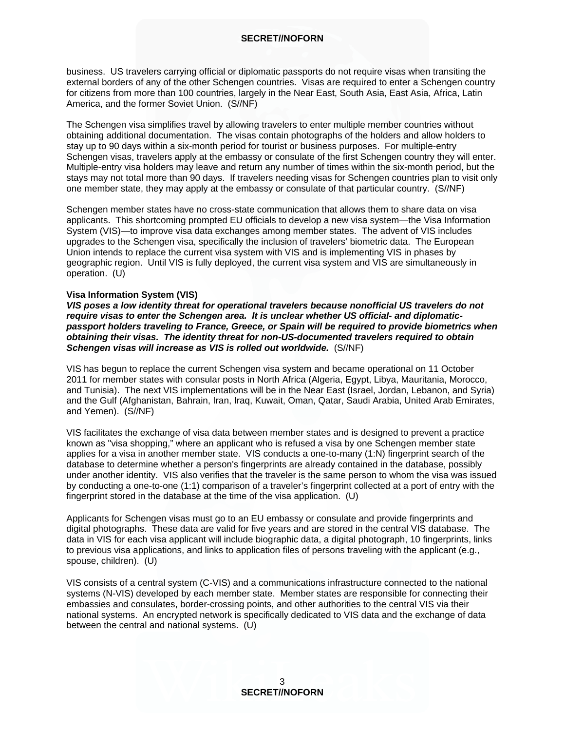business. US travelers carrying official or diplomatic passports do not require visas when transiting the external borders of any of the other Schengen countries. Visas are required to enter a Schengen country for citizens from more than 100 countries, largely in the Near East, South Asia, East Asia, Africa, Latin America, and the former Soviet Union. (S//NF)

The Schengen visa simplifies travel by allowing travelers to enter multiple member countries without obtaining additional documentation. The visas contain photographs of the holders and allow holders to stay up to 90 days within a six-month period for tourist or business purposes. For multiple-entry Schengen visas, travelers apply at the embassy or consulate of the first Schengen country they will enter. Multiple-entry visa holders may leave and return any number of times within the six-month period, but the stays may not total more than 90 days. If travelers needing visas for Schengen countries plan to visit only one member state, they may apply at the embassy or consulate of that particular country. (S//NF)

Schengen member states have no cross-state communication that allows them to share data on visa applicants. This shortcoming prompted EU officials to develop a new visa system—the Visa Information System (VIS)—to improve visa data exchanges among member states. The advent of VIS includes upgrades to the Schengen visa, specifically the inclusion of travelers' biometric data. The European Union intends to replace the current visa system with VIS and is implementing VIS in phases by geographic region. Until VIS is fully deployed, the current visa system and VIS are simultaneously in operation. (U)

**Visa Information System (VIS)**

***VIS poses a low identity threat for operational travelers because nonofficial US travelers do not require visas to enter the Schengen area. It is unclear whether US official- and diplomatic-passport holders traveling to France, Greece, or Spain will be required to provide biometrics when obtaining their visas. The identity threat for non-US-documented travelers required to obtain Schengen visas will increase as VIS is rolled out worldwide.*** (S//NF)

VIS has begun to replace the current Schengen visa system and became operational on 11 October 2011 for member states with consular posts in North Africa (Algeria, Egypt, Libya, Mauritania, Morocco, and Tunisia). The next VIS implementations will be in the Near East (Israel, Jordan, Lebanon, and Syria) and the Gulf (Afghanistan, Bahrain, Iran, Iraq, Kuwait, Oman, Qatar, Saudi Arabia, United Arab Emirates, and Yemen). (S//NF)

VIS facilitates the exchange of visa data between member states and is designed to prevent a practice known as "visa shopping," where an applicant who is refused a visa by one Schengen member state applies for a visa in another member state. VIS conducts a one-to-many (1:N) fingerprint search of the database to determine whether a person's fingerprints are already contained in the database, possibly under another identity. VIS also verifies that the traveler is the same person to whom the visa was issued by conducting a one-to-one (1:1) comparison of a traveler's fingerprint collected at a port of entry with the fingerprint stored in the database at the time of the visa application. (U)

Applicants for Schengen visas must go to an EU embassy or consulate and provide fingerprints and digital photographs. These data are valid for five years and are stored in the central VIS database. The data in VIS for each visa applicant will include biographic data, a digital photograph, 10 fingerprints, links to previous visa applications, and links to application files of persons traveling with the applicant (e.g., spouse, children). (U)

VIS consists of a central system (C-VIS) and a communications infrastructure connected to the national systems (N-VIS) developed by each member state. Member states are responsible for connecting their embassies and consulates, border-crossing points, and other authorities to the central VIS via their national systems. An encrypted network is specifically dedicated to VIS data and the exchange of data between the central and national systems. (U)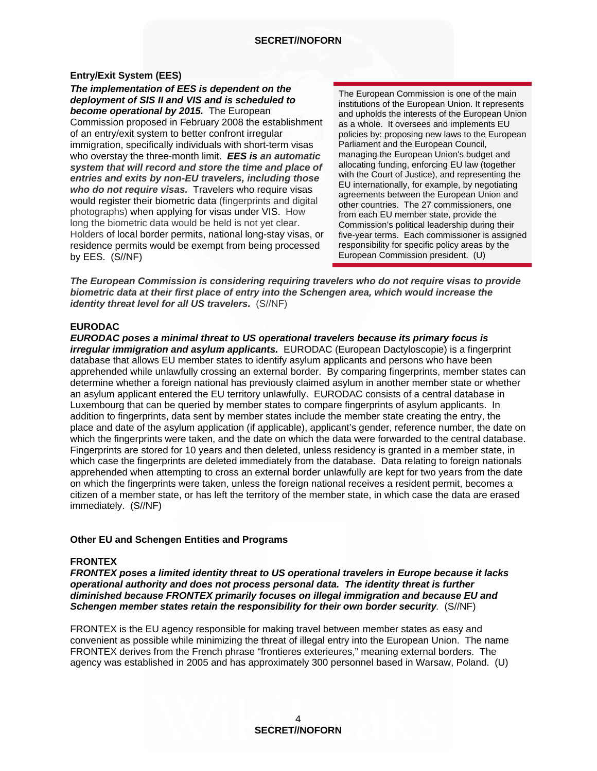### Entry/Exit System (EES)

***The implementation of EES is dependent on the deployment of SIS II and VIS and is scheduled to become operational by 2015.*** The European Commission proposed in February 2008 the establishment of an entry/exit system to better confront irregular immigration, specifically individuals with short-term visas who overstay the three-month limit. ***EES is an automatic system that will record and store the time and place of entries and exits by non-EU travelers, including those who do not require visas.*** Travelers who require visas would register their biometric data (fingerprints and digital photographs) when applying for visas under VIS. How long the biometric data would be held is not yet clear. Holders of local border permits, national long-stay visas, or residence permits would be exempt from being processed by EES. (S//NF)

> The European Commission is one of the main institutions of the European Union. It represents and upholds the interests of the European Union as a whole. It oversees and implements EU policies by: proposing new laws to the European Parliament and the European Council, managing the European Union's budget and allocating funding, enforcing EU law (together with the Court of Justice), and representing the EU internationally, for example, by negotiating agreements between the European Union and other countries. The 27 commissioners, one from each EU member state, provide the Commission's political leadership during their five-year terms. Each commissioner is assigned responsibility for specific policy areas by the European Commission president. (U)

***The European Commission is considering requiring travelers who do not require visas to provide biometric data at their first place of entry into the Schengen area, which would increase the identity threat level for all US travelers.*** (S//NF)

### EURODAC

***EURODAC poses a minimal threat to US operational travelers because its primary focus is irregular immigration and asylum applicants.*** EURODAC (European Dactyloscopie) is a fingerprint database that allows EU member states to identify asylum applicants and persons who have been apprehended while unlawfully crossing an external border. By comparing fingerprints, member states can determine whether a foreign national has previously claimed asylum in another member state or whether an asylum applicant entered the EU territory unlawfully. EURODAC consists of a central database in Luxembourg that can be queried by member states to compare fingerprints of asylum applicants. In addition to fingerprints, data sent by member states include the member state creating the entry, the place and date of the asylum application (if applicable), applicant's gender, reference number, the date on which the fingerprints were taken, and the date on which the data were forwarded to the central database. Fingerprints are stored for 10 years and then deleted, unless residency is granted in a member state, in which case the fingerprints are deleted immediately from the database. Data relating to foreign nationals apprehended when attempting to cross an external border unlawfully are kept for two years from the date on which the fingerprints were taken, unless the foreign national receives a resident permit, becomes a citizen of a member state, or has left the territory of the member state, in which case the data are erased immediately. (S//NF)

## Other EU and Schengen Entities and Programs

### FRONTEX

***FRONTEX poses a limited identity threat to US operational travelers in Europe because it lacks operational authority and does not process personal data. The identity threat is further diminished because FRONTEX primarily focuses on illegal immigration and because EU and Schengen member states retain the responsibility for their own border security.*** (S//NF)

FRONTEX is the EU agency responsible for making travel between member states as easy and convenient as possible while minimizing the threat of illegal entry into the European Union. The name FRONTEX derives from the French phrase "frontieres exterieures," meaning external borders. The agency was established in 2005 and has approximately 300 personnel based in Warsaw, Poland. (U)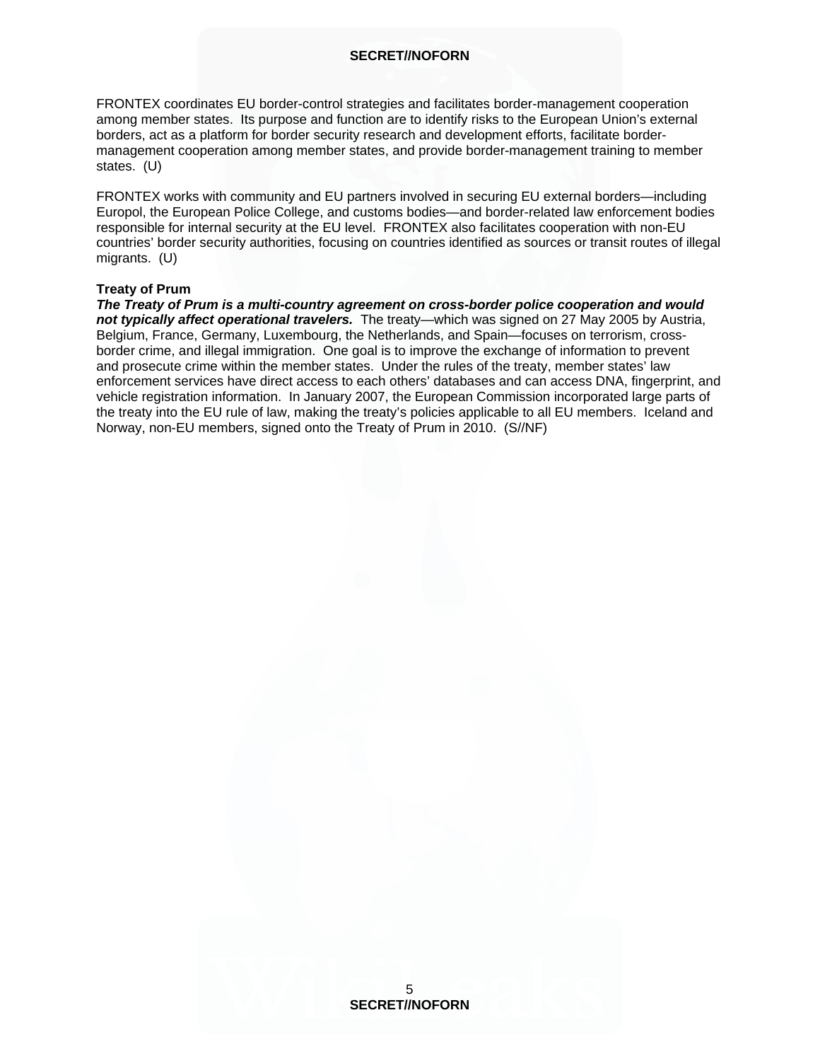FRONTEX coordinates EU border-control strategies and facilitates border-management cooperation among member states. Its purpose and function are to identify risks to the European Union's external borders, act as a platform for border security research and development efforts, facilitate border-management cooperation among member states, and provide border-management training to member states. (U)

FRONTEX works with community and EU partners involved in securing EU external borders—including Europol, the European Police College, and customs bodies—and border-related law enforcement bodies responsible for internal security at the EU level. FRONTEX also facilitates cooperation with non-EU countries' border security authorities, focusing on countries identified as sources or transit routes of illegal migrants. (U)

**Treaty of Prum**

***The Treaty of Prum is a multi-country agreement on cross-border police cooperation and would not typically affect operational travelers.*** The treaty—which was signed on 27 May 2005 by Austria, Belgium, France, Germany, Luxembourg, the Netherlands, and Spain—focuses on terrorism, cross-border crime, and illegal immigration. One goal is to improve the exchange of information to prevent and prosecute crime within the member states. Under the rules of the treaty, member states' law enforcement services have direct access to each others' databases and can access DNA, fingerprint, and vehicle registration information. In January 2007, the European Commission incorporated large parts of the treaty into the EU rule of law, making the treaty's policies applicable to all EU members. Iceland and Norway, non-EU members, signed onto the Treaty of Prum in 2010. (S//NF)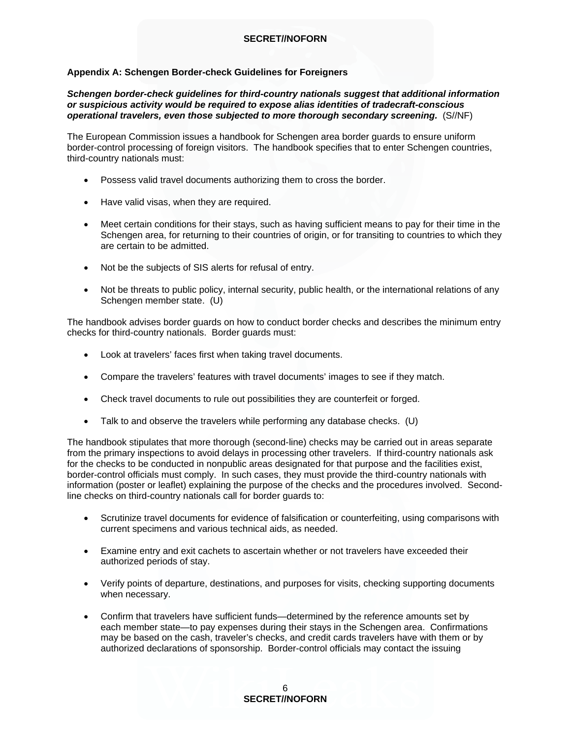## Appendix A: Schengen Border-check Guidelines for Foreigners

***Schengen border-check guidelines for third-country nationals suggest that additional information or suspicious activity would be required to expose alias identities of tradecraft-conscious operational travelers, even those subjected to more thorough secondary screening.*** (S//NF)

The European Commission issues a handbook for Schengen area border guards to ensure uniform border-control processing of foreign visitors. The handbook specifies that to enter Schengen countries, third-country nationals must:

- Possess valid travel documents authorizing them to cross the border.
- Have valid visas, when they are required.
- Meet certain conditions for their stays, such as having sufficient means to pay for their time in the Schengen area, for returning to their countries of origin, or for transiting to countries to which they are certain to be admitted.
- Not be the subjects of SIS alerts for refusal of entry.
- Not be threats to public policy, internal security, public health, or the international relations of any Schengen member state. (U)

The handbook advises border guards on how to conduct border checks and describes the minimum entry checks for third-country nationals. Border guards must:

- Look at travelers' faces first when taking travel documents.
- Compare the travelers' features with travel documents' images to see if they match.
- Check travel documents to rule out possibilities they are counterfeit or forged.
- Talk to and observe the travelers while performing any database checks. (U)

The handbook stipulates that more thorough (second-line) checks may be carried out in areas separate from the primary inspections to avoid delays in processing other travelers. If third-country nationals ask for the checks to be conducted in nonpublic areas designated for that purpose and the facilities exist, border-control officials must comply. In such cases, they must provide the third-country nationals with information (poster or leaflet) explaining the purpose of the checks and the procedures involved. Second-line checks on third-country nationals call for border guards to:

- Scrutinize travel documents for evidence of falsification or counterfeiting, using comparisons with current specimens and various technical aids, as needed.
- Examine entry and exit cachets to ascertain whether or not travelers have exceeded their authorized periods of stay.
- Verify points of departure, destinations, and purposes for visits, checking supporting documents when necessary.
- Confirm that travelers have sufficient funds—determined by the reference amounts set by each member state—to pay expenses during their stays in the Schengen area. Confirmations may be based on the cash, traveler's checks, and credit cards travelers have with them or by authorized declarations of sponsorship. Border-control officials may contact the issuing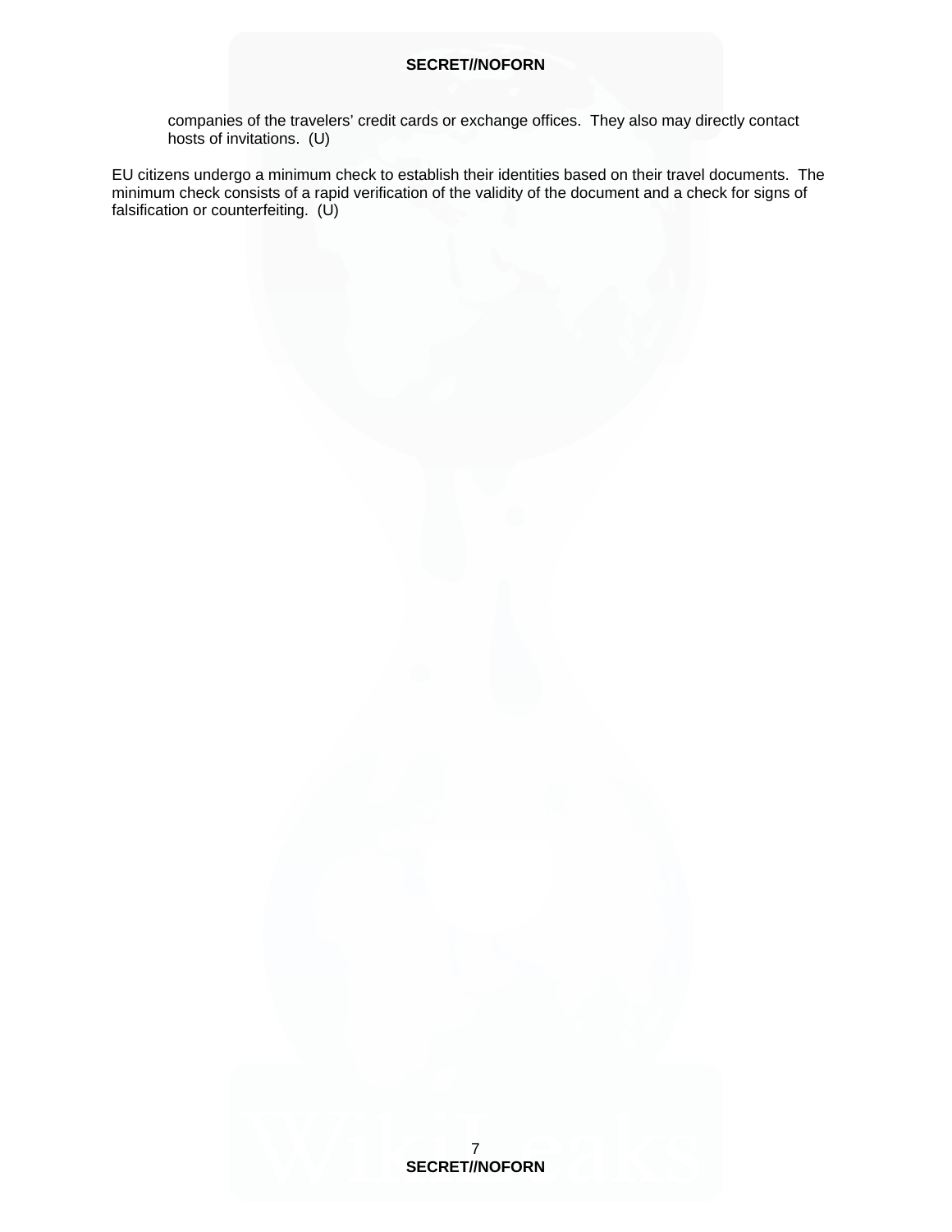companies of the travelers' credit cards or exchange offices. They also may directly contact hosts of invitations. (U)

EU citizens undergo a minimum check to establish their identities based on their travel documents. The minimum check consists of a rapid verification of the validity of the document and a check for signs of falsification or counterfeiting. (U)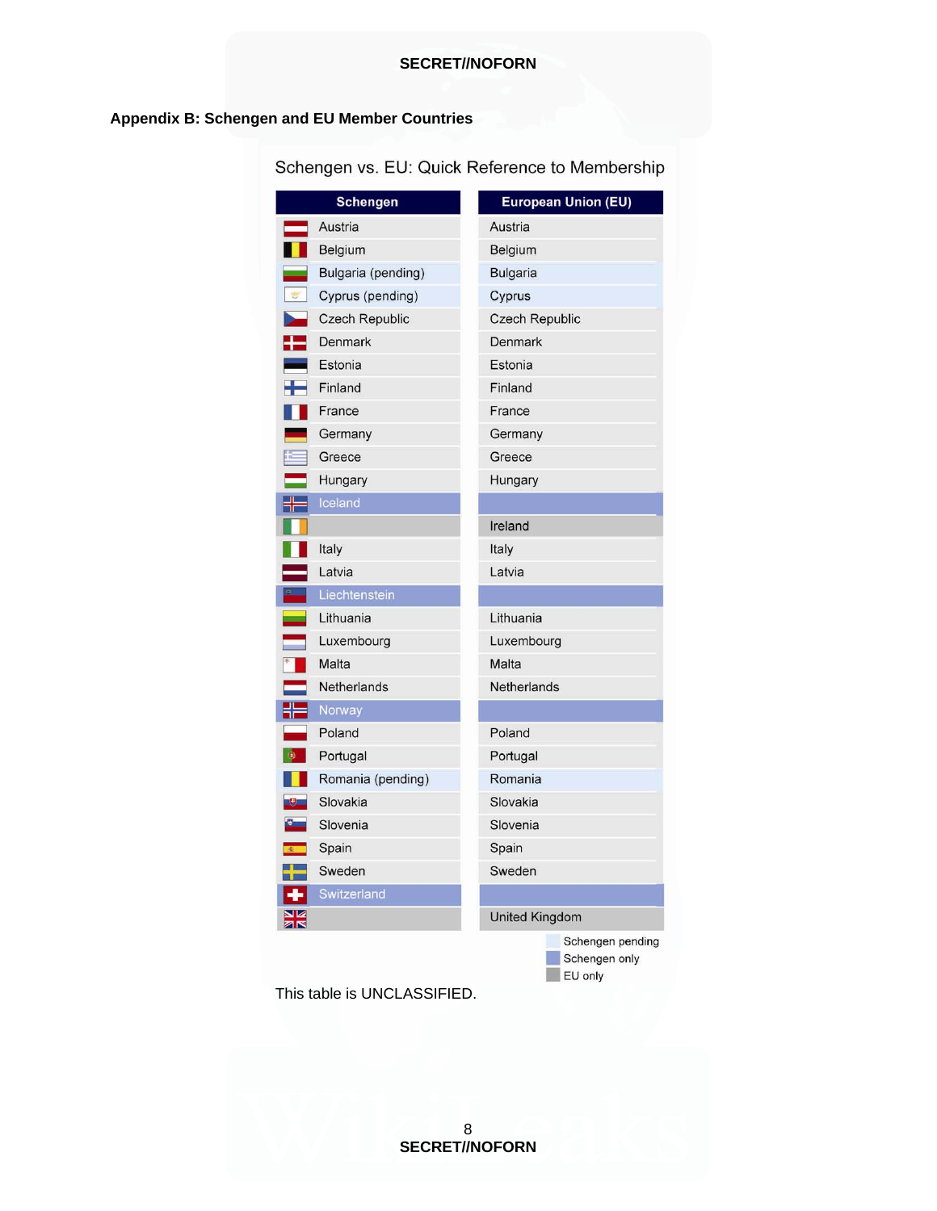## Appendix B: Schengen and EU Member Countries

Schengen vs. EU: Quick Reference to Membership

| Schengen | European Union (EU) |
|---|---|
| Austria | Austria |
| Belgium | Belgium |
| Bulgaria (pending) | Bulgaria |
| Cyprus (pending) | Cyprus |
| Czech Republic | Czech Republic |
| Denmark | Denmark |
| Estonia | Estonia |
| Finland | Finland |
| France | France |
| Germany | Germany |
| Greece | Greece |
| Hungary | Hungary |
| Iceland | |
| | Ireland |
| Italy | Italy |
| Latvia | Latvia |
| Liechtenstein | |
| Lithuania | Lithuania |
| Luxembourg | Luxembourg |
| Malta | Malta |
| Netherlands | Netherlands |
| Norway | |
| Poland | Poland |
| Portugal | Portugal |
| Romania (pending) | Romania |
| Slovakia | Slovakia |
| Slovenia | Slovenia |
| Spain | Spain |
| Sweden | Sweden |
| Switzerland | |
| | United Kingdom |

Schengen pending
Schengen only
EU only

This table is UNCLASSIFIED.